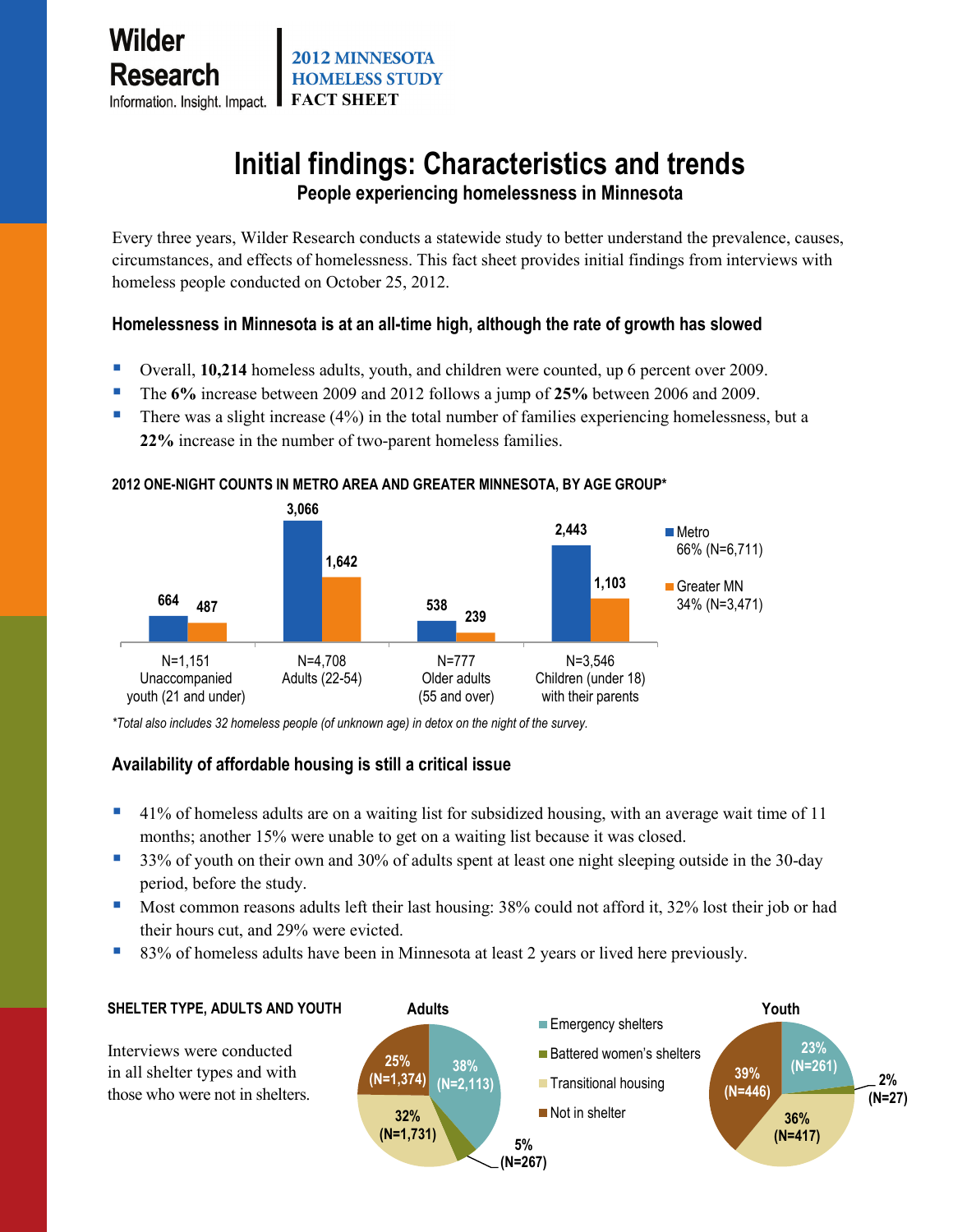Wilder Research
Information. Insight. Impact.

**2012 MINNESOTA HOMELESS STUDY**
**FACT SHEET**

# Initial findings: Characteristics and trends

## People experiencing homelessness in Minnesota

Every three years, Wilder Research conducts a statewide study to better understand the prevalence, causes, circumstances, and effects of homelessness. This fact sheet provides initial findings from interviews with homeless people conducted on October 25, 2012.

### Homelessness in Minnesota is at an all-time high, although the rate of growth has slowed

- Overall, **10,214** homeless adults, youth, and children were counted, up 6 percent over 2009.
- The **6%** increase between 2009 and 2012 follows a jump of **25%** between 2006 and 2009.
- There was a slight increase (4%) in the total number of families experiencing homelessness, but a **22%** increase in the number of two-parent homeless families.

**2012 ONE-NIGHT COUNTS IN METRO AREA AND GREATER MINNESOTA, BY AGE GROUP***

| Age group | Metro 66% (N=6,711) | Greater MN 34% (N=3,471) |
|---|---|---|
| N=1,151 Unaccompanied youth (21 and under) | 664 | 487 |
| N=4,708 Adults (22-54) | 3,066 | 1,642 |
| N=777 Older adults (55 and over) | 538 | 239 |
| N=3,546 Children (under 18) with their parents | 2,443 | 1,103 |

*Total also includes 32 homeless people (of unknown age) in detox on the night of the survey.*

### Availability of affordable housing is still a critical issue

- 41% of homeless adults are on a waiting list for subsidized housing, with an average wait time of 11 months; another 15% were unable to get on a waiting list because it was closed.
- 33% of youth on their own and 30% of adults spent at least one night sleeping outside in the 30-day period, before the study.
- Most common reasons adults left their last housing: 38% could not afford it, 32% lost their job or had their hours cut, and 29% were evicted.
- 83% of homeless adults have been in Minnesota at least 2 years or lived here previously.

**SHELTER TYPE, ADULTS AND YOUTH**

Interviews were conducted in all shelter types and with those who were not in shelters.

| Shelter type | Adults | Youth |
|---|---|---|
| Emergency shelters | 38% (N=2,113) | 23% (N=261) |
| Battered women's shelters | 5% (N=267) | 2% (N=27) |
| Transitional housing | 32% (N=1,731) | 36% (N=417) |
| Not in shelter | 25% (N=1,374) | 39% (N=446) |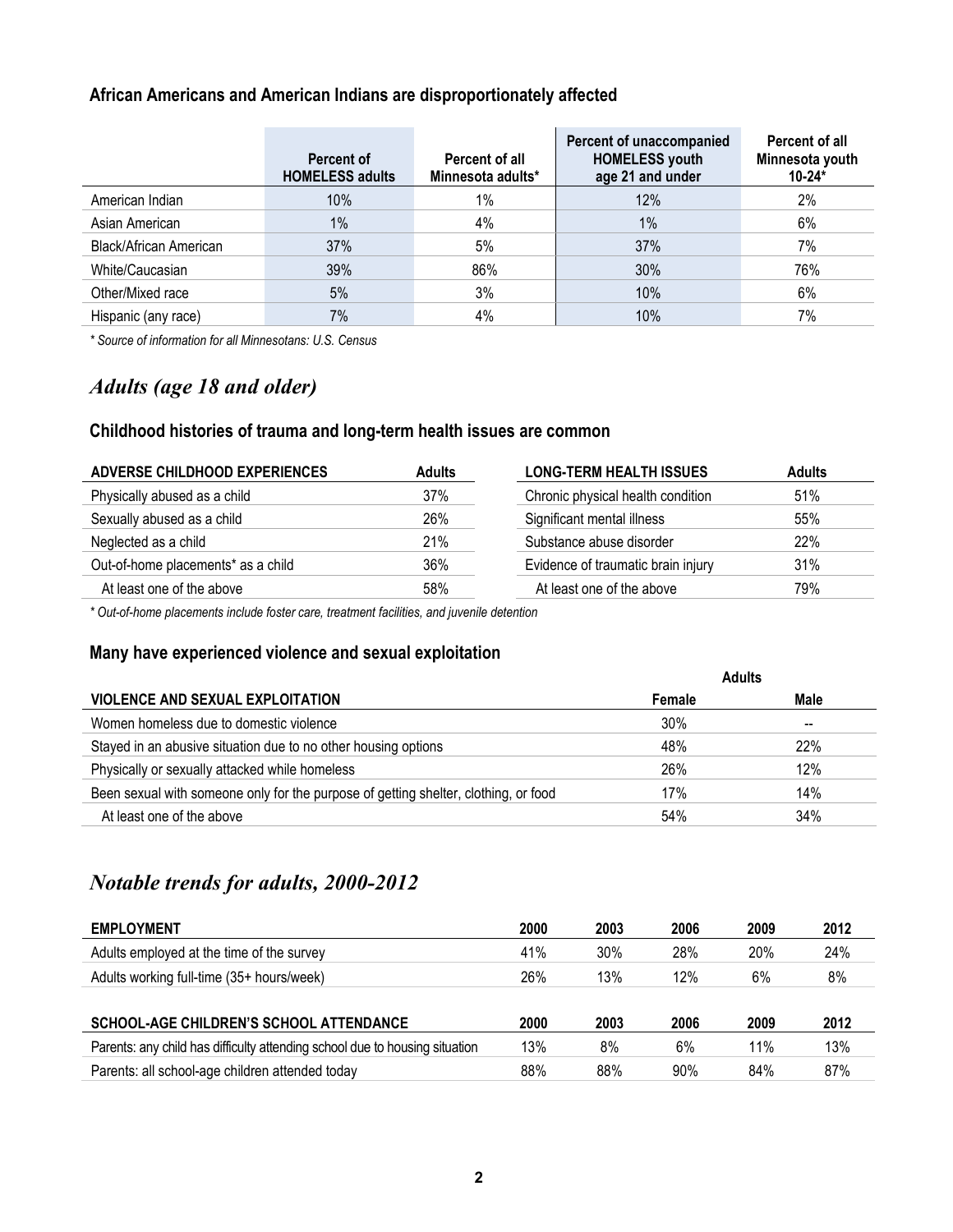### African Americans and American Indians are disproportionately affected

| | Percent of HOMELESS adults | Percent of all Minnesota adults* | Percent of unaccompanied HOMELESS youth age 21 and under | Percent of all Minnesota youth 10-24* |
|---|---|---|---|---|
| American Indian | 10% | 1% | 12% | 2% |
| Asian American | 1% | 4% | 1% | 6% |
| Black/African American | 37% | 5% | 37% | 7% |
| White/Caucasian | 39% | 86% | 30% | 76% |
| Other/Mixed race | 5% | 3% | 10% | 6% |
| Hispanic (any race) | 7% | 4% | 10% | 7% |

*\* Source of information for all Minnesotans: U.S. Census*

## *Adults (age 18 and older)*

### Childhood histories of trauma and long-term health issues are common

| ADVERSE CHILDHOOD EXPERIENCES | Adults |
|---|---|
| Physically abused as a child | 37% |
| Sexually abused as a child | 26% |
| Neglected as a child | 21% |
| Out-of-home placements* as a child | 36% |
| At least one of the above | 58% |

| LONG-TERM HEALTH ISSUES | Adults |
|---|---|
| Chronic physical health condition | 51% |
| Significant mental illness | 55% |
| Substance abuse disorder | 22% |
| Evidence of traumatic brain injury | 31% |
| At least one of the above | 79% |

*\* Out-of-home placements include foster care, treatment facilities, and juvenile detention*

### Many have experienced violence and sexual exploitation

| | Adults | |
|---|---|---|
| VIOLENCE AND SEXUAL EXPLOITATION | Female | Male |
| Women homeless due to domestic violence | 30% | -- |
| Stayed in an abusive situation due to no other housing options | 48% | 22% |
| Physically or sexually attacked while homeless | 26% | 12% |
| Been sexual with someone only for the purpose of getting shelter, clothing, or food | 17% | 14% |
| At least one of the above | 54% | 34% |

## *Notable trends for adults, 2000-2012*

| EMPLOYMENT | 2000 | 2003 | 2006 | 2009 | 2012 |
|---|---|---|---|---|---|
| Adults employed at the time of the survey | 41% | 30% | 28% | 20% | 24% |
| Adults working full-time (35+ hours/week) | 26% | 13% | 12% | 6% | 8% |

| SCHOOL-AGE CHILDREN'S SCHOOL ATTENDANCE | 2000 | 2003 | 2006 | 2009 | 2012 |
|---|---|---|---|---|---|
| Parents: any child has difficulty attending school due to housing situation | 13% | 8% | 6% | 11% | 13% |
| Parents: all school-age children attended today | 88% | 88% | 90% | 84% | 87% |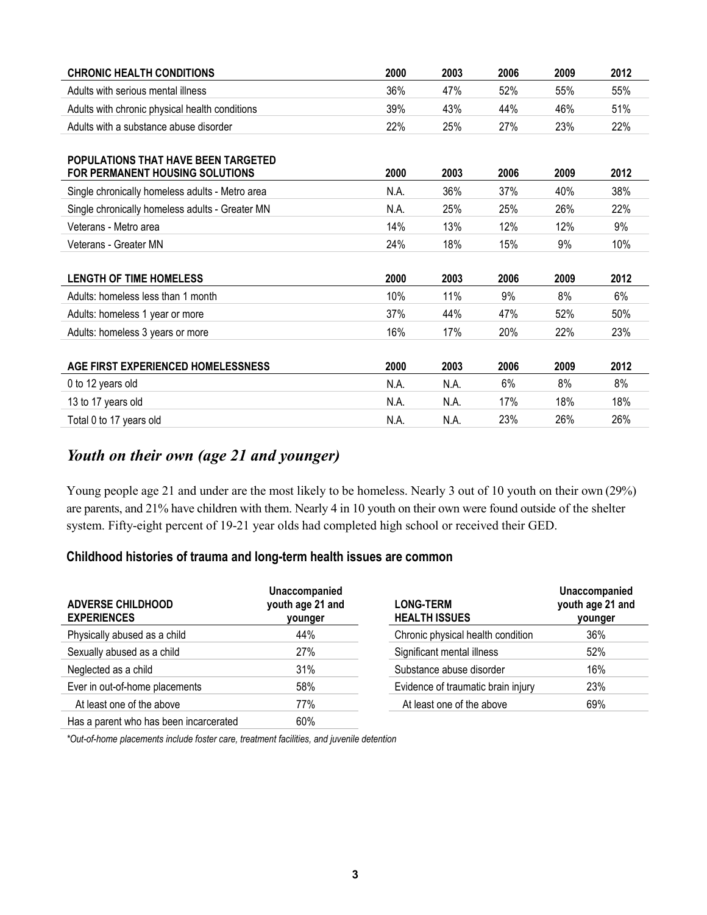| CHRONIC HEALTH CONDITIONS | 2000 | 2003 | 2006 | 2009 | 2012 |
|---|---|---|---|---|---|
| Adults with serious mental illness | 36% | 47% | 52% | 55% | 55% |
| Adults with chronic physical health conditions | 39% | 43% | 44% | 46% | 51% |
| Adults with a substance abuse disorder | 22% | 25% | 27% | 23% | 22% |

| POPULATIONS THAT HAVE BEEN TARGETED FOR PERMANENT HOUSING SOLUTIONS | 2000 | 2003 | 2006 | 2009 | 2012 |
|---|---|---|---|---|---|
| Single chronically homeless adults - Metro area | N.A. | 36% | 37% | 40% | 38% |
| Single chronically homeless adults - Greater MN | N.A. | 25% | 25% | 26% | 22% |
| Veterans - Metro area | 14% | 13% | 12% | 12% | 9% |
| Veterans - Greater MN | 24% | 18% | 15% | 9% | 10% |

| LENGTH OF TIME HOMELESS | 2000 | 2003 | 2006 | 2009 | 2012 |
|---|---|---|---|---|---|
| Adults: homeless less than 1 month | 10% | 11% | 9% | 8% | 6% |
| Adults: homeless 1 year or more | 37% | 44% | 47% | 52% | 50% |
| Adults: homeless 3 years or more | 16% | 17% | 20% | 22% | 23% |

| AGE FIRST EXPERIENCED HOMELESSNESS | 2000 | 2003 | 2006 | 2009 | 2012 |
|---|---|---|---|---|---|
| 0 to 12 years old | N.A. | N.A. | 6% | 8% | 8% |
| 13 to 17 years old | N.A. | N.A. | 17% | 18% | 18% |
| Total 0 to 17 years old | N.A. | N.A. | 23% | 26% | 26% |

## *Youth on their own (age 21 and younger)*

Young people age 21 and under are the most likely to be homeless. Nearly 3 out of 10 youth on their own (29%) are parents, and 21% have children with them. Nearly 4 in 10 youth on their own were found outside of the shelter system. Fifty-eight percent of 19-21 year olds had completed high school or received their GED.

### Childhood histories of trauma and long-term health issues are common

| ADVERSE CHILDHOOD EXPERIENCES | Unaccompanied youth age 21 and younger |
|---|---|
| Physically abused as a child | 44% |
| Sexually abused as a child | 27% |
| Neglected as a child | 31% |
| Ever in out-of-home placements | 58% |
| At least one of the above | 77% |
| Has a parent who has been incarcerated | 60% |

| LONG-TERM HEALTH ISSUES | Unaccompanied youth age 21 and younger |
|---|---|
| Chronic physical health condition | 36% |
| Significant mental illness | 52% |
| Substance abuse disorder | 16% |
| Evidence of traumatic brain injury | 23% |
| At least one of the above | 69% |

*\*Out-of-home placements include foster care, treatment facilities, and juvenile detention*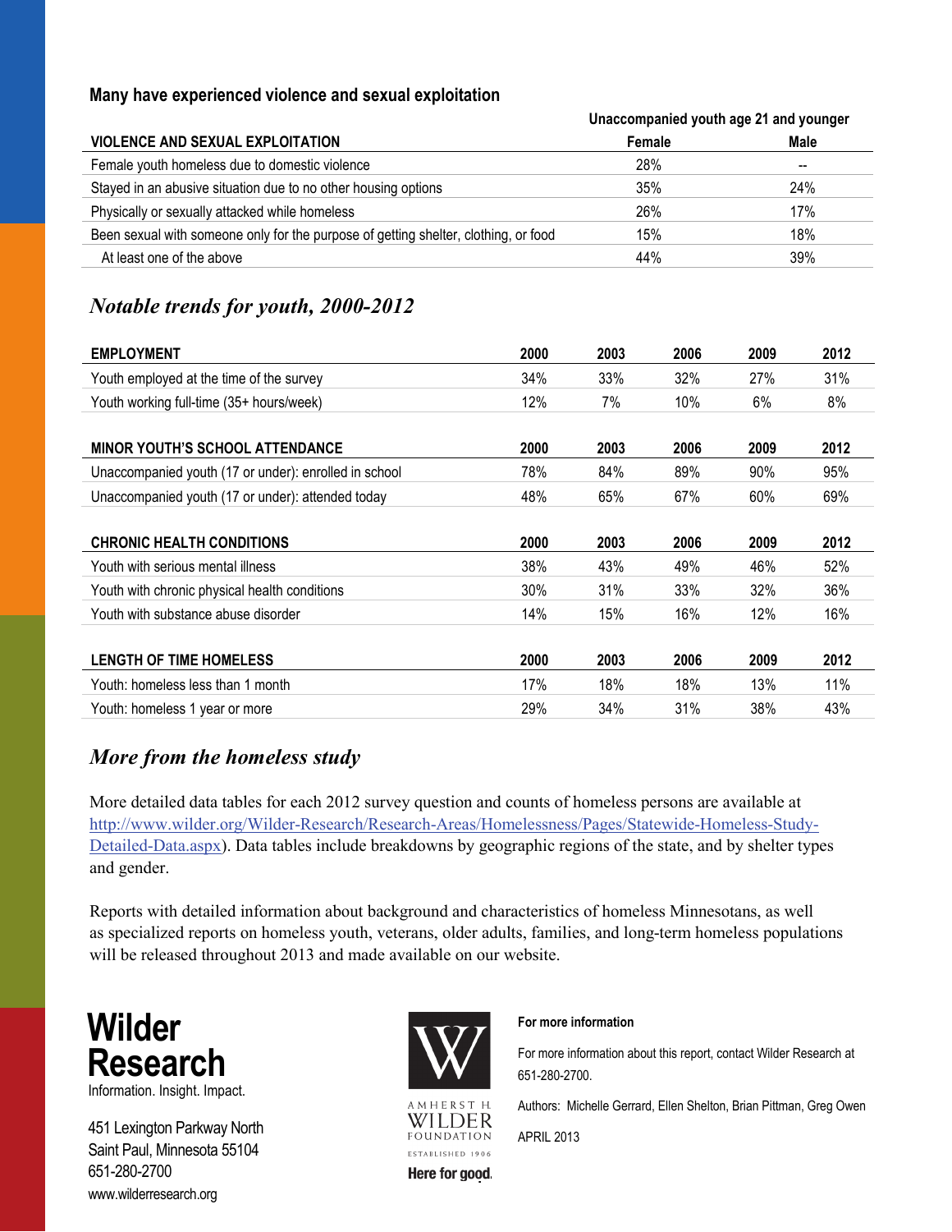## Many have experienced violence and sexual exploitation

| | Unaccompanied youth age 21 and younger | |
|---|---|---|
| **VIOLENCE AND SEXUAL EXPLOITATION** | **Female** | **Male** |
| Female youth homeless due to domestic violence | 28% | -- |
| Stayed in an abusive situation due to no other housing options | 35% | 24% |
| Physically or sexually attacked while homeless | 26% | 17% |
| Been sexual with someone only for the purpose of getting shelter, clothing, or food | 15% | 18% |
| At least one of the above | 44% | 39% |

## *Notable trends for youth, 2000-2012*

| **EMPLOYMENT** | **2000** | **2003** | **2006** | **2009** | **2012** |
|---|---|---|---|---|---|
| Youth employed at the time of the survey | 34% | 33% | 32% | 27% | 31% |
| Youth working full-time (35+ hours/week) | 12% | 7% | 10% | 6% | 8% |

| **MINOR YOUTH'S SCHOOL ATTENDANCE** | **2000** | **2003** | **2006** | **2009** | **2012** |
|---|---|---|---|---|---|
| Unaccompanied youth (17 or under): enrolled in school | 78% | 84% | 89% | 90% | 95% |
| Unaccompanied youth (17 or under): attended today | 48% | 65% | 67% | 60% | 69% |

| **CHRONIC HEALTH CONDITIONS** | **2000** | **2003** | **2006** | **2009** | **2012** |
|---|---|---|---|---|---|
| Youth with serious mental illness | 38% | 43% | 49% | 46% | 52% |
| Youth with chronic physical health conditions | 30% | 31% | 33% | 32% | 36% |
| Youth with substance abuse disorder | 14% | 15% | 16% | 12% | 16% |

| **LENGTH OF TIME HOMELESS** | **2000** | **2003** | **2006** | **2009** | **2012** |
|---|---|---|---|---|---|
| Youth: homeless less than 1 month | 17% | 18% | 18% | 13% | 11% |
| Youth: homeless 1 year or more | 29% | 34% | 31% | 38% | 43% |

## *More from the homeless study*

More detailed data tables for each 2012 survey question and counts of homeless persons are available at http://www.wilder.org/Wilder-Research/Research-Areas/Homelessness/Pages/Statewide-Homeless-Study-Detailed-Data.aspx). Data tables include breakdowns by geographic regions of the state, and by shelter types and gender.

Reports with detailed information about background and characteristics of homeless Minnesotans, as well as specialized reports on homeless youth, veterans, older adults, families, and long-term homeless populations will be released throughout 2013 and made available on our website.

**Wilder Research**
Information. Insight. Impact.

451 Lexington Parkway North
Saint Paul, Minnesota 55104
651-280-2700
www.wilderresearch.org

AMHERST H. WILDER FOUNDATION
ESTABLISHED 1906
**Here for good.**

**For more information**

For more information about this report, contact Wilder Research at 651-280-2700.

Authors: Michelle Gerrard, Ellen Shelton, Brian Pittman, Greg Owen

APRIL 2013